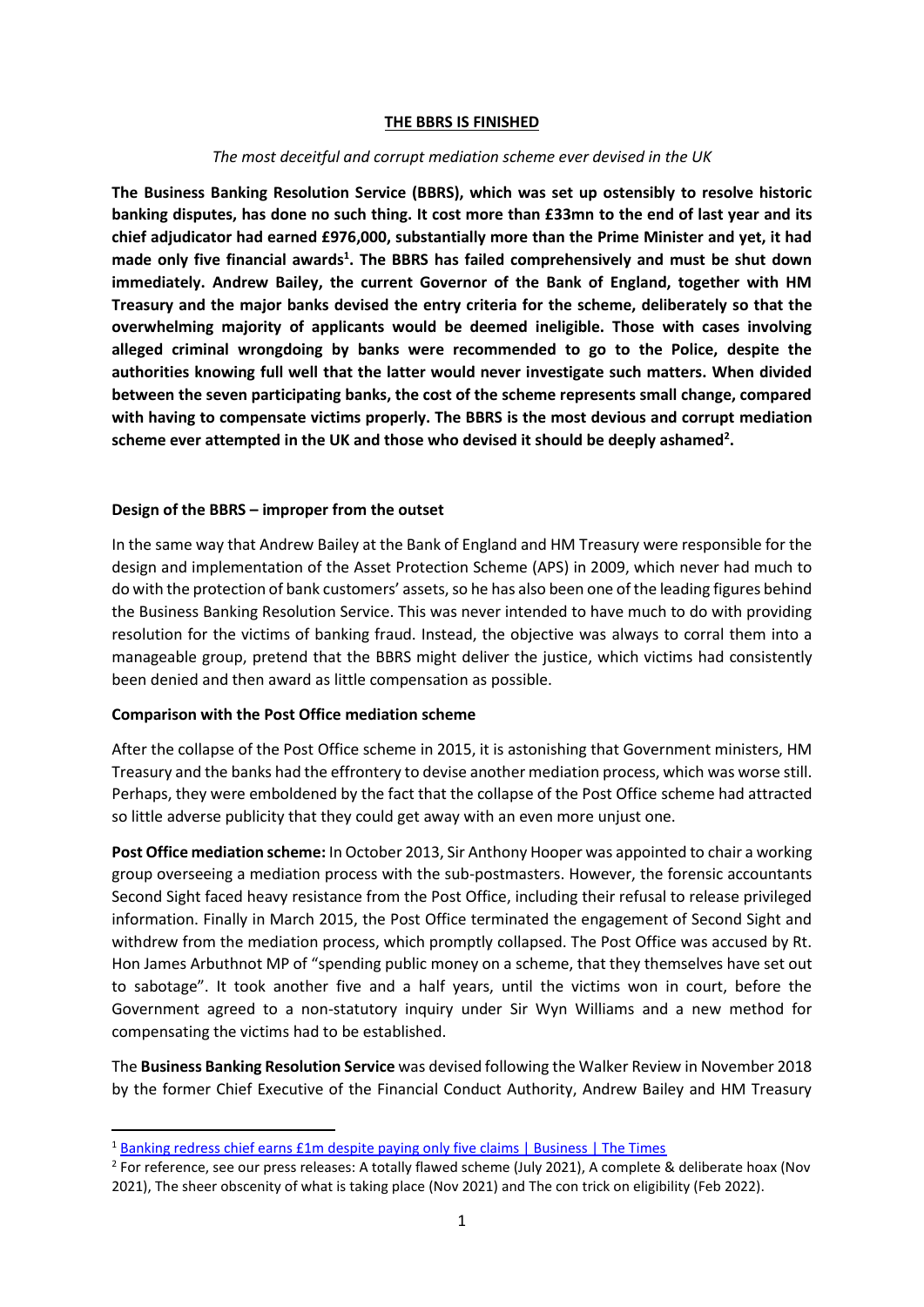# THE BBRS IS FINISHED

*The most deceitful and corrupt mediation scheme ever devised in the UK*

**The Business Banking Resolution Service (BBRS), which was set up ostensibly to resolve historic banking disputes, has done no such thing. It cost more than £33mn to the end of last year and its chief adjudicator had earned £976,000, substantially more than the Prime Minister and yet, it had made only five financial awards[1]. The BBRS has failed comprehensively and must be shut down immediately. Andrew Bailey, the current Governor of the Bank of England, together with HM Treasury and the major banks devised the entry criteria for the scheme, deliberately so that the overwhelming majority of applicants would be deemed ineligible. Those with cases involving alleged criminal wrongdoing by banks were recommended to go to the Police, despite the authorities knowing full well that the latter would never investigate such matters. When divided between the seven participating banks, the cost of the scheme represents small change, compared with having to compensate victims properly. The BBRS is the most devious and corrupt mediation scheme ever attempted in the UK and those who devised it should be deeply ashamed[2].**

## Design of the BBRS – improper from the outset

In the same way that Andrew Bailey at the Bank of England and HM Treasury were responsible for the design and implementation of the Asset Protection Scheme (APS) in 2009, which never had much to do with the protection of bank customers' assets, so he has also been one of the leading figures behind the Business Banking Resolution Service. This was never intended to have much to do with providing resolution for the victims of banking fraud. Instead, the objective was always to corral them into a manageable group, pretend that the BBRS might deliver the justice, which victims had consistently been denied and then award as little compensation as possible.

## Comparison with the Post Office mediation scheme

After the collapse of the Post Office scheme in 2015, it is astonishing that Government ministers, HM Treasury and the banks had the effrontery to devise another mediation process, which was worse still. Perhaps, they were emboldened by the fact that the collapse of the Post Office scheme had attracted so little adverse publicity that they could get away with an even more unjust one.

**Post Office mediation scheme:** In October 2013, Sir Anthony Hooper was appointed to chair a working group overseeing a mediation process with the sub-postmasters. However, the forensic accountants Second Sight faced heavy resistance from the Post Office, including their refusal to release privileged information. Finally in March 2015, the Post Office terminated the engagement of Second Sight and withdrew from the mediation process, which promptly collapsed. The Post Office was accused by Rt. Hon James Arbuthnot MP of "spending public money on a scheme, that they themselves have set out to sabotage". It took another five and a half years, until the victims won in court, before the Government agreed to a non-statutory inquiry under Sir Wyn Williams and a new method for compensating the victims had to be established.

The **Business Banking Resolution Service** was devised following the Walker Review in November 2018 by the former Chief Executive of the Financial Conduct Authority, Andrew Bailey and HM Treasury

---

[1] Banking redress chief earns £1m despite paying only five claims | Business | The Times

[2] For reference, see our press releases: A totally flawed scheme (July 2021), A complete & deliberate hoax (Nov 2021), The sheer obscenity of what is taking place (Nov 2021) and The con trick on eligibility (Feb 2022).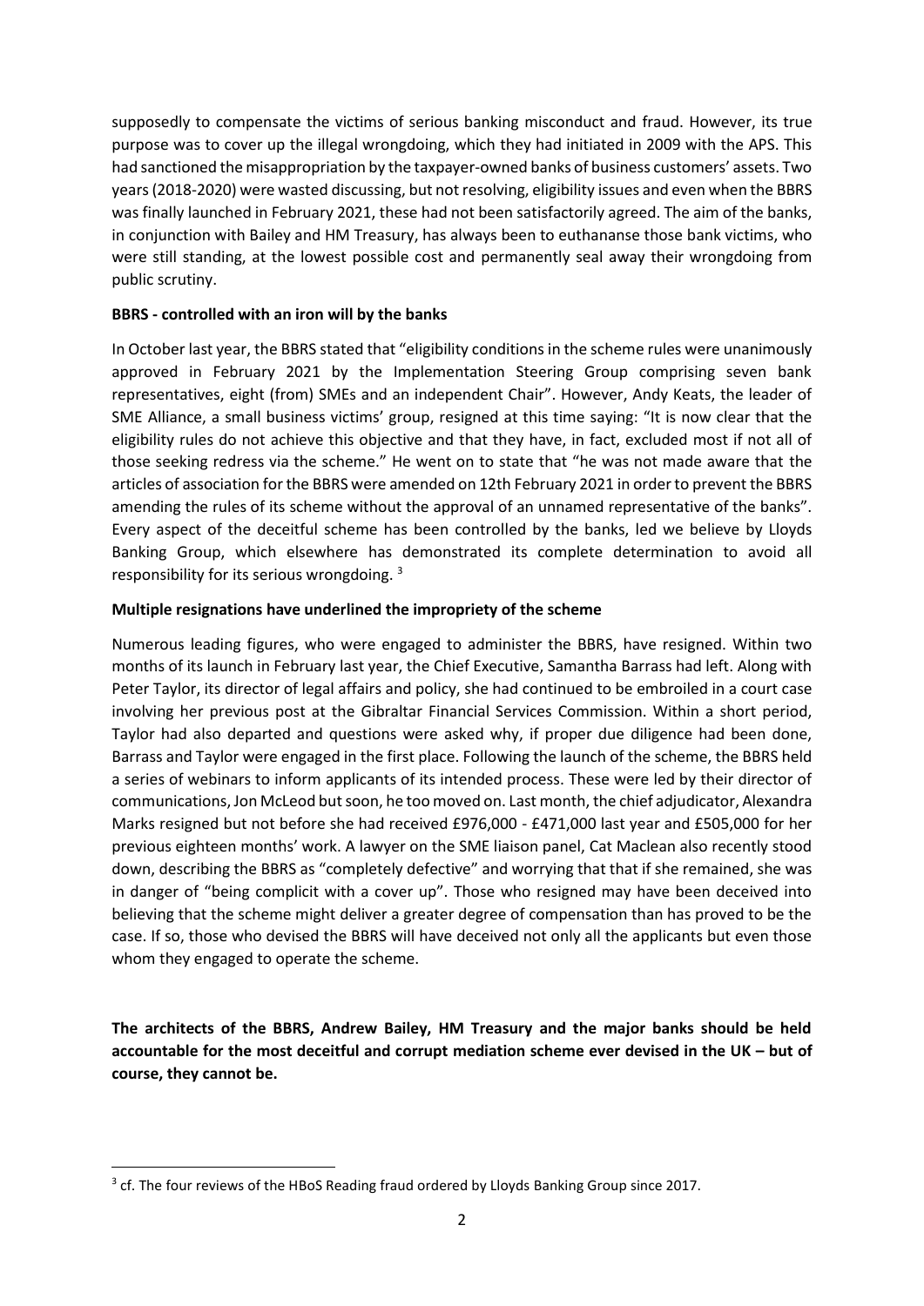supposedly to compensate the victims of serious banking misconduct and fraud. However, its true purpose was to cover up the illegal wrongdoing, which they had initiated in 2009 with the APS. This had sanctioned the misappropriation by the taxpayer-owned banks of business customers' assets. Two years (2018-2020) were wasted discussing, but not resolving, eligibility issues and even when the BBRS was finally launched in February 2021, these had not been satisfactorily agreed. The aim of the banks, in conjunction with Bailey and HM Treasury, has always been to euthananse those bank victims, who were still standing, at the lowest possible cost and permanently seal away their wrongdoing from public scrutiny.

**BBRS - controlled with an iron will by the banks**

In October last year, the BBRS stated that "eligibility conditions in the scheme rules were unanimously approved in February 2021 by the Implementation Steering Group comprising seven bank representatives, eight (from) SMEs and an independent Chair". However, Andy Keats, the leader of SME Alliance, a small business victims' group, resigned at this time saying: "It is now clear that the eligibility rules do not achieve this objective and that they have, in fact, excluded most if not all of those seeking redress via the scheme." He went on to state that "he was not made aware that the articles of association for the BBRS were amended on 12th February 2021 in order to prevent the BBRS amending the rules of its scheme without the approval of an unnamed representative of the banks". Every aspect of the deceitful scheme has been controlled by the banks, led we believe by Lloyds Banking Group, which elsewhere has demonstrated its complete determination to avoid all responsibility for its serious wrongdoing. [3]

**Multiple resignations have underlined the impropriety of the scheme**

Numerous leading figures, who were engaged to administer the BBRS, have resigned. Within two months of its launch in February last year, the Chief Executive, Samantha Barrass had left. Along with Peter Taylor, its director of legal affairs and policy, she had continued to be embroiled in a court case involving her previous post at the Gibraltar Financial Services Commission. Within a short period, Taylor had also departed and questions were asked why, if proper due diligence had been done, Barrass and Taylor were engaged in the first place. Following the launch of the scheme, the BBRS held a series of webinars to inform applicants of its intended process. These were led by their director of communications, Jon McLeod but soon, he too moved on. Last month, the chief adjudicator, Alexandra Marks resigned but not before she had received £976,000 - £471,000 last year and £505,000 for her previous eighteen months' work. A lawyer on the SME liaison panel, Cat Maclean also recently stood down, describing the BBRS as "completely defective" and worrying that that if she remained, she was in danger of "being complicit with a cover up". Those who resigned may have been deceived into believing that the scheme might deliver a greater degree of compensation than has proved to be the case. If so, those who devised the BBRS will have deceived not only all the applicants but even those whom they engaged to operate the scheme.

**The architects of the BBRS, Andrew Bailey, HM Treasury and the major banks should be held accountable for the most deceitful and corrupt mediation scheme ever devised in the UK – but of course, they cannot be.**

[3] cf. The four reviews of the HBoS Reading fraud ordered by Lloyds Banking Group since 2017.